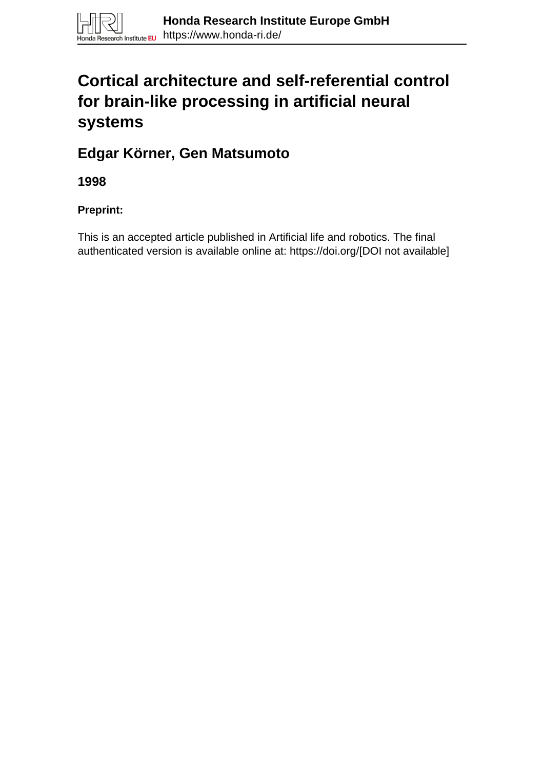Honda Research Institute Europe GmbH
https://www.honda-ri.de/

# Cortical architecture and self-referential control for brain-like processing in artificial neural systems

## Edgar Körner, Gen Matsumoto

**1998**

**Preprint:**

This is an accepted article published in Artificial life and robotics. The final authenticated version is available online at: https://doi.org/[DOI not available]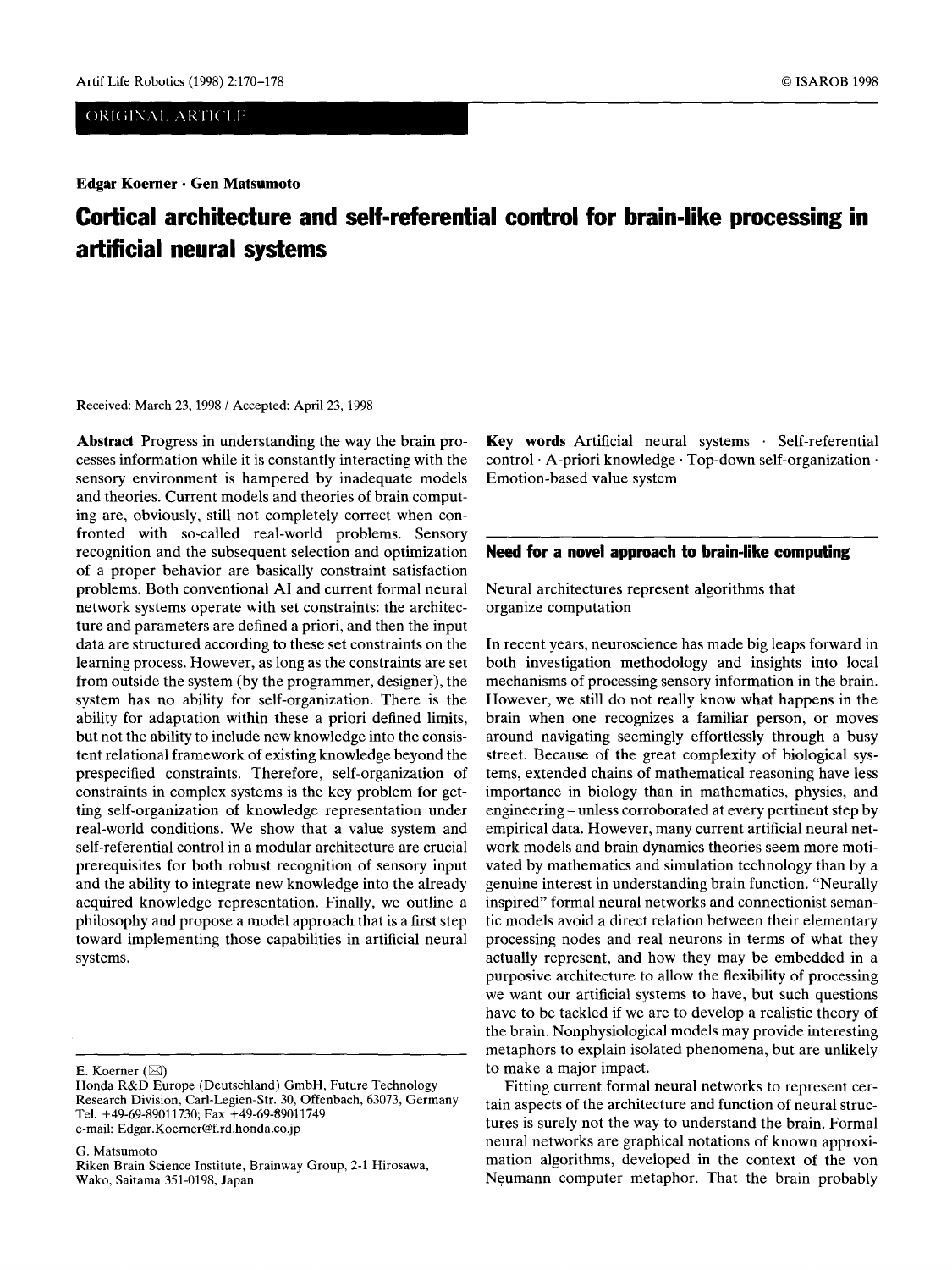ORIGINAL ARTICLE

**Edgar Koerner · Gen Matsumoto**

# Cortical architecture and self-referential control for brain-like processing in artificial neural systems

Received: March 23, 1998 / Accepted: April 23, 1998

**Abstract** Progress in understanding the way the brain processes information while it is constantly interacting with the sensory environment is hampered by inadequate models and theories. Current models and theories of brain computing are, obviously, still not completely correct when confronted with so-called real-world problems. Sensory recognition and the subsequent selection and optimization of a proper behavior are basically constraint satisfaction problems. Both conventional AI and current formal neural network systems operate with set constraints: the architecture and parameters are defined a priori, and then the input data are structured according to these set constraints on the learning process. However, as long as the constraints are set from outside the system (by the programmer, designer), the system has no ability for self-organization. There is the ability for adaptation within these a priori defined limits, but not the ability to include new knowledge into the consistent relational framework of existing knowledge beyond the prespecified constraints. Therefore, self-organization of constraints in complex systems is the key problem for getting self-organization of knowledge representation under real-world conditions. We show that a value system and self-referential control in a modular architecture are crucial prerequisites for both robust recognition of sensory input and the ability to integrate new knowledge into the already acquired knowledge representation. Finally, we outline a philosophy and propose a model approach that is a first step toward implementing those capabilities in artificial neural systems.

**Key words** Artificial neural systems · Self-referential control · A-priori knowledge · Top-down self-organization · Emotion-based value system

E. Koerner (✉)
Honda R&D Europe (Deutschland) GmbH, Future Technology Research Division, Carl-Legien-Str. 30, Offenbach, 63073, Germany
Tel. +49-69-89011730; Fax +49-69-89011749
e-mail: Edgar.Koerner@f.rd.honda.co.jp

G. Matsumoto
Riken Brain Science Institute, Brainway Group, 2-1 Hirosawa, Wako, Saitama 351-0198, Japan

## Need for a novel approach to brain-like computing

Neural architectures represent algorithms that organize computation

In recent years, neuroscience has made big leaps forward in both investigation methodology and insights into local mechanisms of processing sensory information in the brain. However, we still do not really know what happens in the brain when one recognizes a familiar person, or moves around navigating seemingly effortlessly through a busy street. Because of the great complexity of biological systems, extended chains of mathematical reasoning have less importance in biology than in mathematics, physics, and engineering – unless corroborated at every pertinent step by empirical data. However, many current artificial neural network models and brain dynamics theories seem more motivated by mathematics and simulation technology than by a genuine interest in understanding brain function. "Neurally inspired" formal neural networks and connectionist semantic models avoid a direct relation between their elementary processing nodes and real neurons in terms of what they actually represent, and how they may be embedded in a purposive architecture to allow the flexibility of processing we want our artificial systems to have, but such questions have to be tackled if we are to develop a realistic theory of the brain. Nonphysiological models may provide interesting metaphors to explain isolated phenomena, but are unlikely to make a major impact.

Fitting current formal neural networks to represent certain aspects of the architecture and function of neural structures is surely not the way to understand the brain. Formal neural networks are graphical notations of known approximation algorithms, developed in the context of the von Neumann computer metaphor. That the brain probably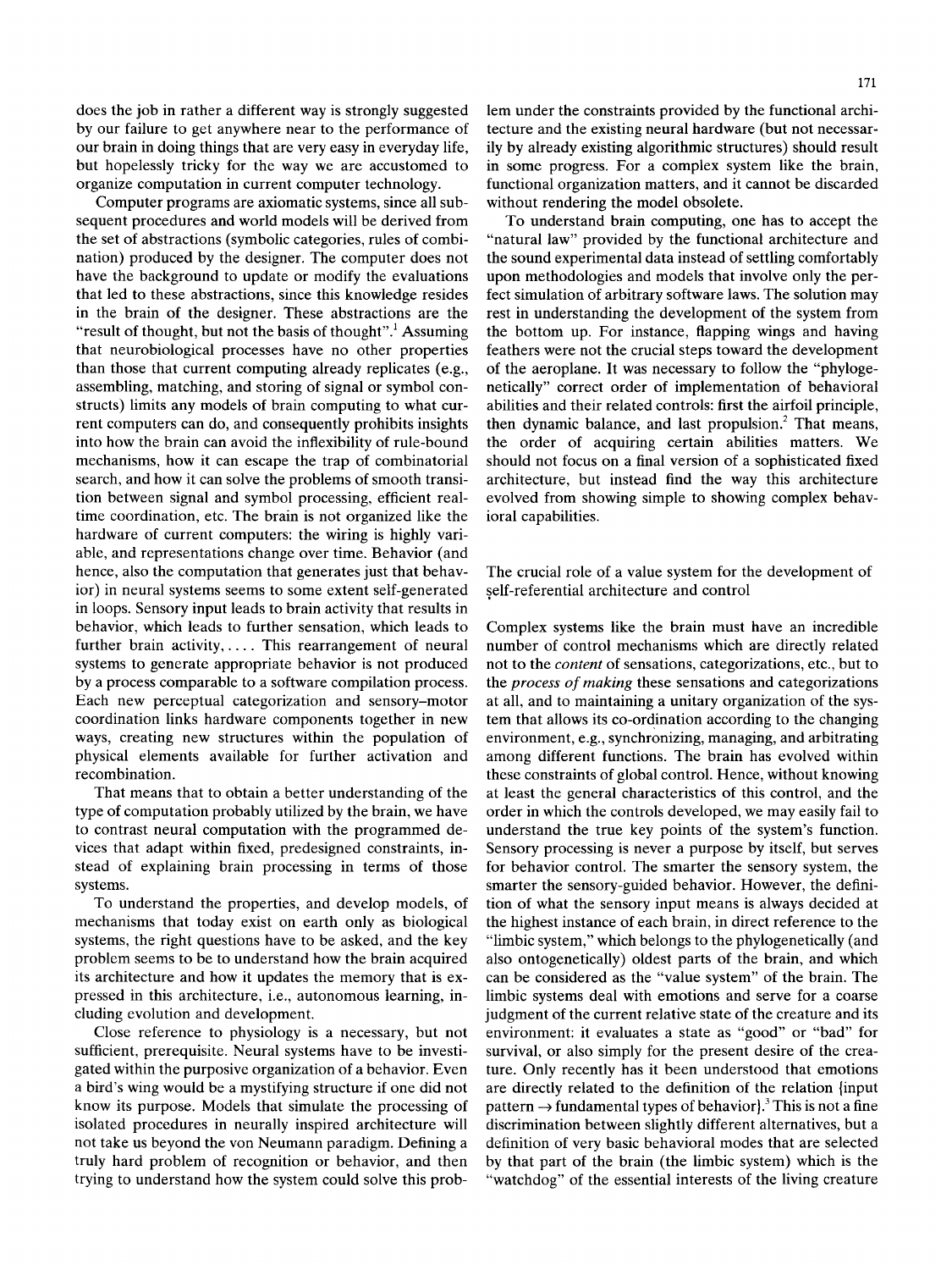does the job in rather a different way is strongly suggested by our failure to get anywhere near to the performance of our brain in doing things that are very easy in everyday life, but hopelessly tricky for the way we are accustomed to organize computation in current computer technology.

Computer programs are axiomatic systems, since all subsequent procedures and world models will be derived from the set of abstractions (symbolic categories, rules of combination) produced by the designer. The computer does not have the background to update or modify the evaluations that led to these abstractions, since this knowledge resides in the brain of the designer. These abstractions are the "result of thought, but not the basis of thought".[1] Assuming that neurobiological processes have no other properties than those that current computing already replicates (e.g., assembling, matching, and storing of signal or symbol constructs) limits any models of brain computing to what current computers can do, and consequently prohibits insights into how the brain can avoid the inflexibility of rule-bound mechanisms, how it can escape the trap of combinatorial search, and how it can solve the problems of smooth transition between signal and symbol processing, efficient real-time coordination, etc. The brain is not organized like the hardware of current computers: the wiring is highly variable, and representations change over time. Behavior (and hence, also the computation that generates just that behavior) in neural systems seems to some extent self-generated in loops. Sensory input leads to brain activity that results in behavior, which leads to further sensation, which leads to further brain activity, .... This rearrangement of neural systems to generate appropriate behavior is not produced by a process comparable to a software compilation process. Each new perceptual categorization and sensory–motor coordination links hardware components together in new ways, creating new structures within the population of physical elements available for further activation and recombination.

That means that to obtain a better understanding of the type of computation probably utilized by the brain, we have to contrast neural computation with the programmed devices that adapt within fixed, predesigned constraints, instead of explaining brain processing in terms of those systems.

To understand the properties, and develop models, of mechanisms that today exist on earth only as biological systems, the right questions have to be asked, and the key problem seems to be to understand how the brain acquired its architecture and how it updates the memory that is expressed in this architecture, i.e., autonomous learning, including evolution and development.

Close reference to physiology is a necessary, but not sufficient, prerequisite. Neural systems have to be investigated within the purposive organization of a behavior. Even a bird's wing would be a mystifying structure if one did not know its purpose. Models that simulate the processing of isolated procedures in neurally inspired architecture will not take us beyond the von Neumann paradigm. Defining a truly hard problem of recognition or behavior, and then trying to understand how the system could solve this problem under the constraints provided by the functional architecture and the existing neural hardware (but not necessarily by already existing algorithmic structures) should result in some progress. For a complex system like the brain, functional organization matters, and it cannot be discarded without rendering the model obsolete.

To understand brain computing, one has to accept the "natural law" provided by the functional architecture and the sound experimental data instead of settling comfortably upon methodologies and models that involve only the perfect simulation of arbitrary software laws. The solution may rest in understanding the development of the system from the bottom up. For instance, flapping wings and having feathers were not the crucial steps toward the development of the aeroplane. It was necessary to follow the "phylogenetically" correct order of implementation of behavioral abilities and their related controls: first the airfoil principle, then dynamic balance, and last propulsion.[2] That means, the order of acquiring certain abilities matters. We should not focus on a final version of a sophisticated fixed architecture, but instead find the way this architecture evolved from showing simple to showing complex behavioral capabilities.

## The crucial role of a value system for the development of self-referential architecture and control

Complex systems like the brain must have an incredible number of control mechanisms which are directly related not to the *content* of sensations, categorizations, etc., but to the *process of making* these sensations and categorizations at all, and to maintaining a unitary organization of the system that allows its co-ordination according to the changing environment, e.g., synchronizing, managing, and arbitrating among different functions. The brain has evolved within these constraints of global control. Hence, without knowing at least the general characteristics of this control, and the order in which the controls developed, we may easily fail to understand the true key points of the system's function. Sensory processing is never a purpose by itself, but serves for behavior control. The smarter the sensory system, the smarter the sensory-guided behavior. However, the definition of what the sensory input means is always decided at the highest instance of each brain, in direct reference to the "limbic system," which belongs to the phylogenetically (and also ontogenetically) oldest parts of the brain, and which can be considered as the "value system" of the brain. The limbic systems deal with emotions and serve for a coarse judgment of the current relative state of the creature and its environment: it evaluates a state as "good" or "bad" for survival, or also simply for the present desire of the creature. Only recently has it been understood that emotions are directly related to the definition of the relation {input pattern $\rightarrow$ fundamental types of behavior}.[3] This is not a fine discrimination between slightly different alternatives, but a definition of very basic behavioral modes that are selected by that part of the brain (the limbic system) which is the "watchdog" of the essential interests of the living creature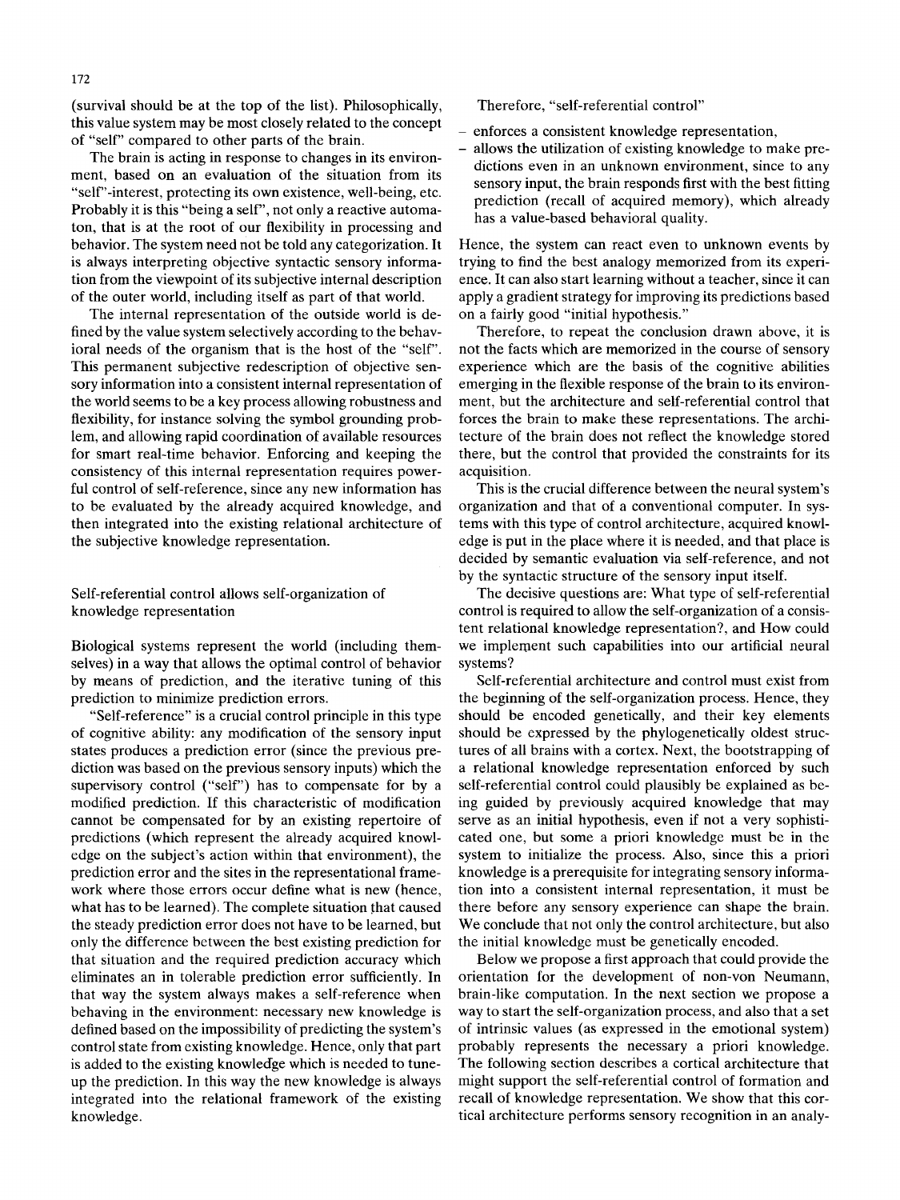(survival should be at the top of the list). Philosophically, this value system may be most closely related to the concept of "self" compared to other parts of the brain.

The brain is acting in response to changes in its environment, based on an evaluation of the situation from its "self"-interest, protecting its own existence, well-being, etc. Probably it is this "being a self", not only a reactive automaton, that is at the root of our flexibility in processing and behavior. The system need not be told any categorization. It is always interpreting objective syntactic sensory information from the viewpoint of its subjective internal description of the outer world, including itself as part of that world.

The internal representation of the outside world is defined by the value system selectively according to the behavioral needs of the organism that is the host of the "self". This permanent subjective redescription of objective sensory information into a consistent internal representation of the world seems to be a key process allowing robustness and flexibility, for instance solving the symbol grounding problem, and allowing rapid coordination of available resources for smart real-time behavior. Enforcing and keeping the consistency of this internal representation requires powerful control of self-reference, since any new information has to be evaluated by the already acquired knowledge, and then integrated into the existing relational architecture of the subjective knowledge representation.

## Self-referential control allows self-organization of knowledge representation

Biological systems represent the world (including themselves) in a way that allows the optimal control of behavior by means of prediction, and the iterative tuning of this prediction to minimize prediction errors.

"Self-reference" is a crucial control principle in this type of cognitive ability: any modification of the sensory input states produces a prediction error (since the previous prediction was based on the previous sensory inputs) which the supervisory control ("self") has to compensate for by a modified prediction. If this characteristic of modification cannot be compensated for by an existing repertoire of predictions (which represent the already acquired knowledge on the subject's action within that environment), the prediction error and the sites in the representational framework where those errors occur define what is new (hence, what has to be learned). The complete situation that caused the steady prediction error does not have to be learned, but only the difference between the best existing prediction for that situation and the required prediction accuracy which eliminates an in tolerable prediction error sufficiently. In that way the system always makes a self-reference when behaving in the environment: necessary new knowledge is defined based on the impossibility of predicting the system's control state from existing knowledge. Hence, only that part is added to the existing knowledge which is needed to tune-up the prediction. In this way the new knowledge is always integrated into the relational framework of the existing knowledge.

Therefore, "self-referential control"

- enforces a consistent knowledge representation,
- allows the utilization of existing knowledge to make predictions even in an unknown environment, since to any sensory input, the brain responds first with the best fitting prediction (recall of acquired memory), which already has a value-based behavioral quality.

Hence, the system can react even to unknown events by trying to find the best analogy memorized from its experience. It can also start learning without a teacher, since it can apply a gradient strategy for improving its predictions based on a fairly good "initial hypothesis."

Therefore, to repeat the conclusion drawn above, it is not the facts which are memorized in the course of sensory experience which are the basis of the cognitive abilities emerging in the flexible response of the brain to its environment, but the architecture and self-referential control that forces the brain to make these representations. The architecture of the brain does not reflect the knowledge stored there, but the control that provided the constraints for its acquisition.

This is the crucial difference between the neural system's organization and that of a conventional computer. In systems with this type of control architecture, acquired knowledge is put in the place where it is needed, and that place is decided by semantic evaluation via self-reference, and not by the syntactic structure of the sensory input itself.

The decisive questions are: What type of self-referential control is required to allow the self-organization of a consistent relational knowledge representation?, and How could we implement such capabilities into our artificial neural systems?

Self-referential architecture and control must exist from the beginning of the self-organization process. Hence, they should be encoded genetically, and their key elements should be expressed by the phylogenetically oldest structures of all brains with a cortex. Next, the bootstrapping of a relational knowledge representation enforced by such self-referential control could plausibly be explained as being guided by previously acquired knowledge that may serve as an initial hypothesis, even if not a very sophisticated one, but some a priori knowledge must be in the system to initialize the process. Also, since this a priori knowledge is a prerequisite for integrating sensory information into a consistent internal representation, it must be there before any sensory experience can shape the brain. We conclude that not only the control architecture, but also the initial knowledge must be genetically encoded.

Below we propose a first approach that could provide the orientation for the development of non-von Neumann, brain-like computation. In the next section we propose a way to start the self-organization process, and also that a set of intrinsic values (as expressed in the emotional system) probably represents the necessary a priori knowledge. The following section describes a cortical architecture that might support the self-referential control of formation and recall of knowledge representation. We show that this cortical architecture performs sensory recognition in an analy-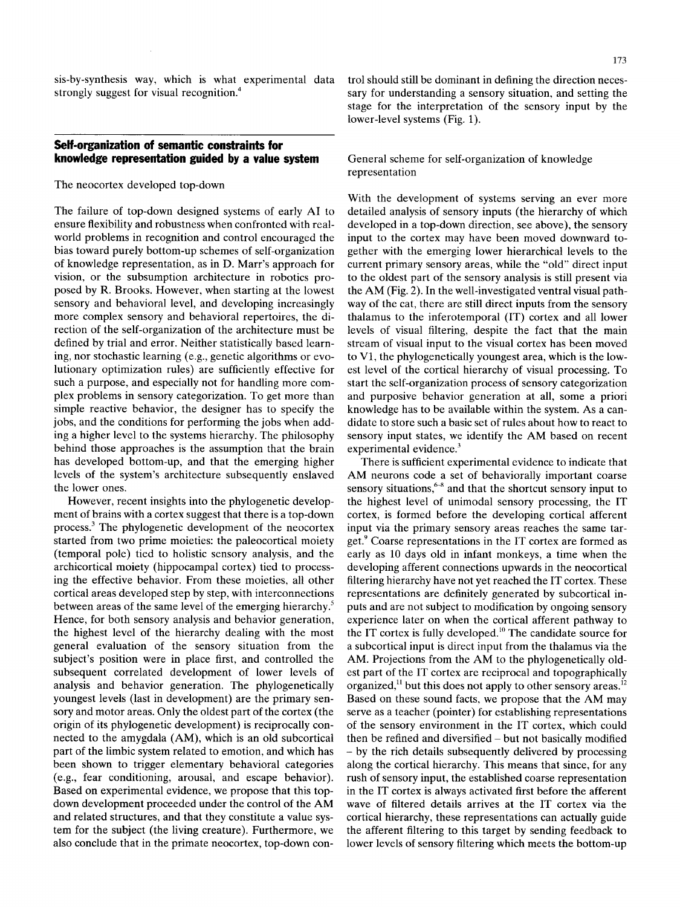sis-by-synthesis way, which is what experimental data strongly suggest for visual recognition.[4]

## Self-organization of semantic constraints for knowledge representation guided by a value system

### The neocortex developed top-down

The failure of top-down designed systems of early AI to ensure flexibility and robustness when confronted with real-world problems in recognition and control encouraged the bias toward purely bottom-up schemes of self-organization of knowledge representation, as in D. Marr's approach for vision, or the subsumption architecture in robotics proposed by R. Brooks. However, when starting at the lowest sensory and behavioral level, and developing increasingly more complex sensory and behavioral repertoires, the direction of the self-organization of the architecture must be defined by trial and error. Neither statistically based learning, nor stochastic learning (e.g., genetic algorithms or evolutionary optimization rules) are sufficiently effective for such a purpose, and especially not for handling more complex problems in sensory categorization. To get more than simple reactive behavior, the designer has to specify the jobs, and the conditions for performing the jobs when adding a higher level to the systems hierarchy. The philosophy behind those approaches is the assumption that the brain has developed bottom-up, and that the emerging higher levels of the system's architecture subsequently enslaved the lower ones.

However, recent insights into the phylogenetic development of brains with a cortex suggest that there is a top-down process.[3] The phylogenetic development of the neocortex started from two prime moieties: the paleocortical moiety (temporal pole) tied to holistic sensory analysis, and the archicortical moiety (hippocampal cortex) tied to processing the effective behavior. From these moieties, all other cortical areas developed step by step, with interconnections between areas of the same level of the emerging hierarchy.[5] Hence, for both sensory analysis and behavior generation, the highest level of the hierarchy dealing with the most general evaluation of the sensory situation from the subject's position were in place first, and controlled the subsequent correlated development of lower levels of analysis and behavior generation. The phylogenetically youngest levels (last in development) are the primary sensory and motor areas. Only the oldest part of the cortex (the origin of its phylogenetic development) is reciprocally connected to the amygdala (AM), which is an old subcortical part of the limbic system related to emotion, and which has been shown to trigger elementary behavioral categories (e.g., fear conditioning, arousal, and escape behavior). Based on experimental evidence, we propose that this top-down development proceeded under the control of the AM and related structures, and that they constitute a value system for the subject (the living creature). Furthermore, we also conclude that in the primate neocortex, top-down control should still be dominant in defining the direction necessary for understanding a sensory situation, and setting the stage for the interpretation of the sensory input by the lower-level systems (Fig. 1).

### General scheme for self-organization of knowledge representation

With the development of systems serving an ever more detailed analysis of sensory inputs (the hierarchy of which developed in a top-down direction, see above), the sensory input to the cortex may have been moved downward together with the emerging lower hierarchical levels to the current primary sensory areas, while the "old" direct input to the oldest part of the sensory analysis is still present via the AM (Fig. 2). In the well-investigated ventral visual pathway of the cat, there are still direct inputs from the sensory thalamus to the inferotemporal (IT) cortex and all lower levels of visual filtering, despite the fact that the main stream of visual input to the visual cortex has been moved to V1, the phylogenetically youngest area, which is the lowest level of the cortical hierarchy of visual processing. To start the self-organization process of sensory categorization and purposive behavior generation at all, some a priori knowledge has to be available within the system. As a candidate to store such a basic set of rules about how to react to sensory input states, we identify the AM based on recent experimental evidence.[3]

There is sufficient experimental evidence to indicate that AM neurons code a set of behaviorally important coarse sensory situations,[6-8] and that the shortcut sensory input to the highest level of unimodal sensory processing, the IT cortex, is formed before the developing cortical afferent input via the primary sensory areas reaches the same target.[9] Coarse representations in the IT cortex are formed as early as 10 days old in infant monkeys, a time when the developing afferent connections upwards in the neocortical filtering hierarchy have not yet reached the IT cortex. These representations are definitely generated by subcortical inputs and are not subject to modification by ongoing sensory experience later on when the cortical afferent pathway to the IT cortex is fully developed.[10] The candidate source for a subcortical input is direct input from the thalamus via the AM. Projections from the AM to the phylogenetically oldest part of the IT cortex are reciprocal and topographically organized,[11] but this does not apply to other sensory areas.[12] Based on these sound facts, we propose that the AM may serve as a teacher (pointer) for establishing representations of the sensory environment in the IT cortex, which could then be refined and diversified – but not basically modified – by the rich details subsequently delivered by processing along the cortical hierarchy. This means that since, for any rush of sensory input, the established coarse representation in the IT cortex is always activated first before the afferent wave of filtered details arrives at the IT cortex via the cortical hierarchy, these representations can actually guide the afferent filtering to this target by sending feedback to lower levels of sensory filtering which meets the bottom-up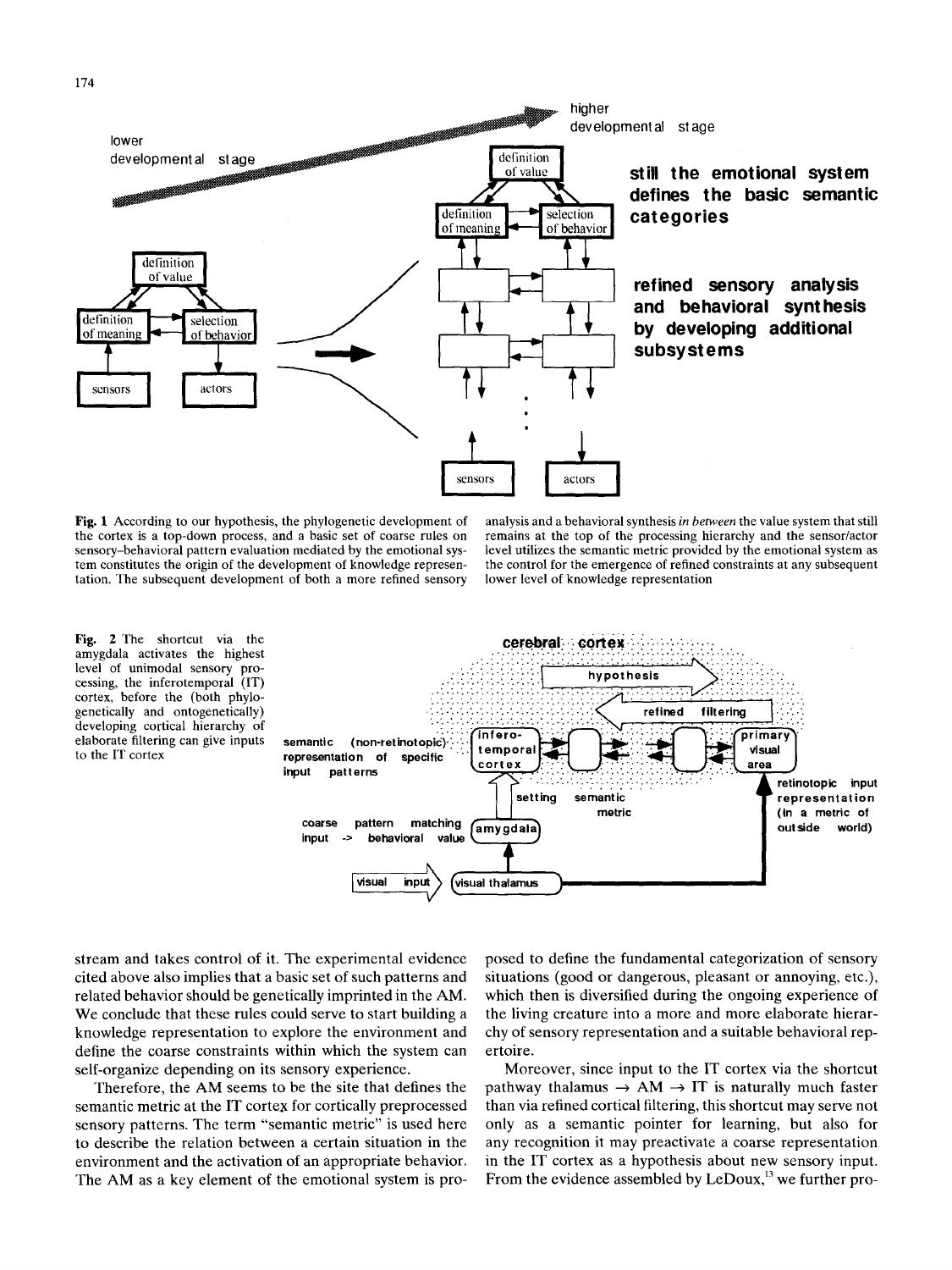Fig. 1 According to our hypothesis, the phylogenetic development of the cortex is a top-down process, and a basic set of coarse rules on sensory–behavioral pattern evaluation mediated by the emotional system constitutes the origin of the development of knowledge representation. The subsequent development of both a more refined sensory analysis and a behavioral synthesis *in between* the value system that still remains at the top of the processing hierarchy and the sensor/actor level utilizes the semantic metric provided by the emotional system as the control for the emergence of refined constraints at any subsequent lower level of knowledge representation

Fig. 2 The shortcut via the amygdala activates the highest level of unimodal sensory processing, the inferotemporal (IT) cortex, before the (both phylogenetically and ontogenetically) developing cortical hierarchy of elaborate filtering can give inputs to the IT cortex

stream and takes control of it. The experimental evidence cited above also implies that a basic set of such patterns and related behavior should be genetically imprinted in the AM. We conclude that these rules could serve to start building a knowledge representation to explore the environment and define the coarse constraints within which the system can self-organize depending on its sensory experience.

Therefore, the AM seems to be the site that defines the semantic metric at the IT cortex for cortically preprocessed sensory patterns. The term "semantic metric" is used here to describe the relation between a certain situation in the environment and the activation of an appropriate behavior. The AM as a key element of the emotional system is proposed to define the fundamental categorization of sensory situations (good or dangerous, pleasant or annoying, etc.), which then is diversified during the ongoing experience of the living creature into a more and more elaborate hierarchy of sensory representation and a suitable behavioral repertoire.

Moreover, since input to the IT cortex via the shortcut pathway thalamus → AM → IT is naturally much faster than via refined cortical filtering, this shortcut may serve not only as a semantic pointer for learning, but also for any recognition it may preactivate a coarse representation in the IT cortex as a hypothesis about new sensory input. From the evidence assembled by LeDoux,[13] we further pro-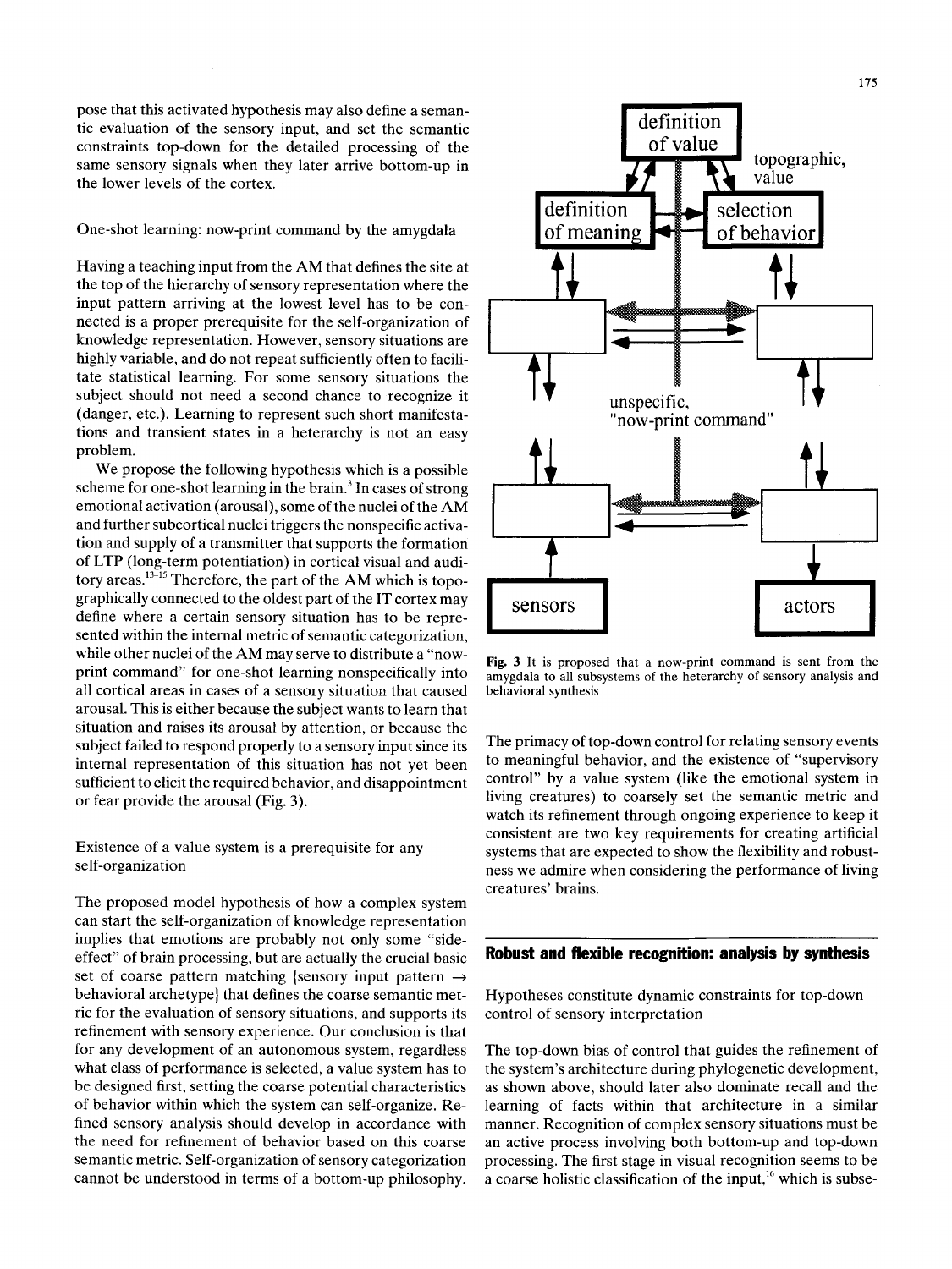pose that this activated hypothesis may also define a semantic evaluation of the sensory input, and set the semantic constraints top-down for the detailed processing of the same sensory signals when they later arrive bottom-up in the lower levels of the cortex.

### One-shot learning: now-print command by the amygdala

Having a teaching input from the AM that defines the site at the top of the hierarchy of sensory representation where the input pattern arriving at the lowest level has to be connected is a proper prerequisite for the self-organization of knowledge representation. However, sensory situations are highly variable, and do not repeat sufficiently often to facilitate statistical learning. For some sensory situations the subject should not need a second chance to recognize it (danger, etc.). Learning to represent such short manifestations and transient states in a heterarchy is not an easy problem.

We propose the following hypothesis which is a possible scheme for one-shot learning in the brain.[3] In cases of strong emotional activation (arousal), some of the nuclei of the AM and further subcortical nuclei triggers the nonspecific activation and supply of a transmitter that supports the formation of LTP (long-term potentiation) in cortical visual and auditory areas.[13-15] Therefore, the part of the AM which is topographically connected to the oldest part of the IT cortex may define where a certain sensory situation has to be represented within the internal metric of semantic categorization, while other nuclei of the AM may serve to distribute a "now-print command" for one-shot learning nonspecifically into all cortical areas in cases of a sensory situation that caused arousal. This is either because the subject wants to learn that situation and raises its arousal by attention, or because the subject failed to respond properly to a sensory input since its internal representation of this situation has not yet been sufficient to elicit the required behavior, and disappointment or fear provide the arousal (Fig. 3).

definition of value

topographic, value

definition of meaning

selection of behavior

unspecific, "now-print command"

sensors

actors

**Fig. 3** It is proposed that a now-print command is sent from the amygdala to all subsystems of the heterarchy of sensory analysis and behavioral synthesis

### Existence of a value system is a prerequisite for any self-organization

The proposed model hypothesis of how a complex system can start the self-organization of knowledge representation implies that emotions are probably not only some "side-effect" of brain processing, but are actually the crucial basic set of coarse pattern matching {sensory input pattern → behavioral archetype} that defines the coarse semantic metric for the evaluation of sensory situations, and supports its refinement with sensory experience. Our conclusion is that for any development of an autonomous system, regardless what class of performance is selected, a value system has to be designed first, setting the coarse potential characteristics of behavior within which the system can self-organize. Refined sensory analysis should develop in accordance with the need for refinement of behavior based on this coarse semantic metric. Self-organization of sensory categorization cannot be understood in terms of a bottom-up philosophy. The primacy of top-down control for relating sensory events to meaningful behavior, and the existence of "supervisory control" by a value system (like the emotional system in living creatures) to coarsely set the semantic metric and watch its refinement through ongoing experience to keep it consistent are two key requirements for creating artificial systems that are expected to show the flexibility and robustness we admire when considering the performance of living creatures' brains.

## Robust and flexible recognition: analysis by synthesis

### Hypotheses constitute dynamic constraints for top-down control of sensory interpretation

The top-down bias of control that guides the refinement of the system's architecture during phylogenetic development, as shown above, should later also dominate recall and the learning of facts within that architecture in a similar manner. Recognition of complex sensory situations must be an active process involving both bottom-up and top-down processing. The first stage in visual recognition seems to be a coarse holistic classification of the input,[16] which is subse-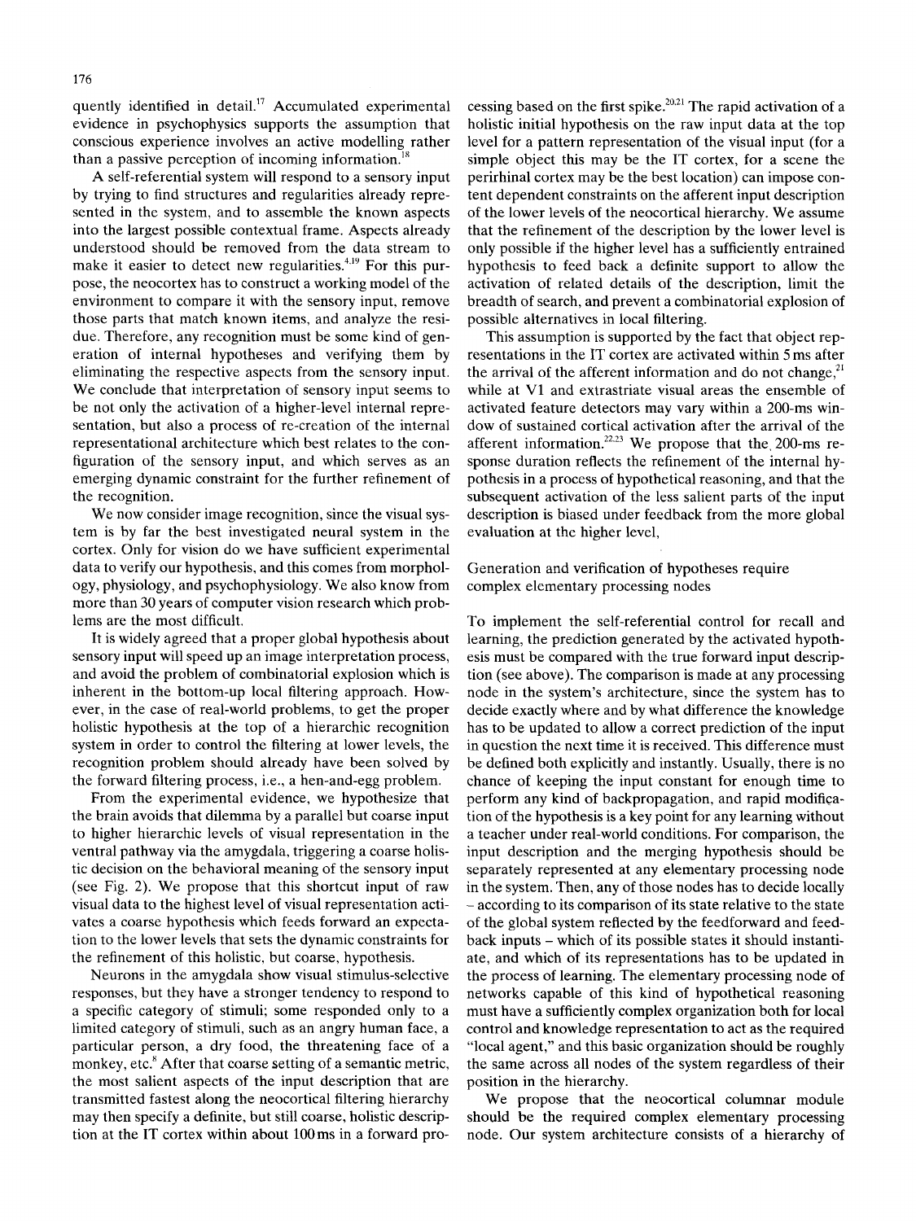quently identified in detail.[17] Accumulated experimental evidence in psychophysics supports the assumption that conscious experience involves an active modelling rather than a passive perception of incoming information.[18]

A self-referential system will respond to a sensory input by trying to find structures and regularities already represented in the system, and to assemble the known aspects into the largest possible contextual frame. Aspects already understood should be removed from the data stream to make it easier to detect new regularities.[4,19] For this purpose, the neocortex has to construct a working model of the environment to compare it with the sensory input, remove those parts that match known items, and analyze the residue. Therefore, any recognition must be some kind of generation of internal hypotheses and verifying them by eliminating the respective aspects from the sensory input. We conclude that interpretation of sensory input seems to be not only the activation of a higher-level internal representation, but also a process of re-creation of the internal representational architecture which best relates to the configuration of the sensory input, and which serves as an emerging dynamic constraint for the further refinement of the recognition.

We now consider image recognition, since the visual system is by far the best investigated neural system in the cortex. Only for vision do we have sufficient experimental data to verify our hypothesis, and this comes from morphology, physiology, and psychophysiology. We also know from more than 30 years of computer vision research which problems are the most difficult.

It is widely agreed that a proper global hypothesis about sensory input will speed up an image interpretation process, and avoid the problem of combinatorial explosion which is inherent in the bottom-up local filtering approach. However, in the case of real-world problems, to get the proper holistic hypothesis at the top of a hierarchic recognition system in order to control the filtering at lower levels, the recognition problem should already have been solved by the forward filtering process, i.e., a hen-and-egg problem.

From the experimental evidence, we hypothesize that the brain avoids that dilemma by a parallel but coarse input to higher hierarchic levels of visual representation in the ventral pathway via the amygdala, triggering a coarse holistic decision on the behavioral meaning of the sensory input (see Fig. 2). We propose that this shortcut input of raw visual data to the highest level of visual representation activates a coarse hypothesis which feeds forward an expectation to the lower levels that sets the dynamic constraints for the refinement of this holistic, but coarse, hypothesis.

Neurons in the amygdala show visual stimulus-selective responses, but they have a stronger tendency to respond to a specific category of stimuli; some responded only to a limited category of stimuli, such as an angry human face, a particular person, a dry food, the threatening face of a monkey, etc.[8] After that coarse setting of a semantic metric, the most salient aspects of the input description that are transmitted fastest along the neocortical filtering hierarchy may then specify a definite, but still coarse, holistic description at the IT cortex within about 100 ms in a forward processing based on the first spike.[20,21] The rapid activation of a holistic initial hypothesis on the raw input data at the top level for a pattern representation of the visual input (for a simple object this may be the IT cortex, for a scene the perirhinal cortex may be the best location) can impose content dependent constraints on the afferent input description of the lower levels of the neocortical hierarchy. We assume that the refinement of the description by the lower level is only possible if the higher level has a sufficiently entrained hypothesis to feed back a definite support to allow the activation of related details of the description, limit the breadth of search, and prevent a combinatorial explosion of possible alternatives in local filtering.

This assumption is supported by the fact that object representations in the IT cortex are activated within 5 ms after the arrival of the afferent information and do not change,[21] while at V1 and extrastriate visual areas the ensemble of activated feature detectors may vary within a 200-ms window of sustained cortical activation after the arrival of the afferent information.[22,23] We propose that the 200-ms response duration reflects the refinement of the internal hypothesis in a process of hypothetical reasoning, and that the subsequent activation of the less salient parts of the input description is biased under feedback from the more global evaluation at the higher level,

## Generation and verification of hypotheses require complex elementary processing nodes

To implement the self-referential control for recall and learning, the prediction generated by the activated hypothesis must be compared with the true forward input description (see above). The comparison is made at any processing node in the system's architecture, since the system has to decide exactly where and by what difference the knowledge has to be updated to allow a correct prediction of the input in question the next time it is received. This difference must be defined both explicitly and instantly. Usually, there is no chance of keeping the input constant for enough time to perform any kind of backpropagation, and rapid modification of the hypothesis is a key point for any learning without a teacher under real-world conditions. For comparison, the input description and the merging hypothesis should be separately represented at any elementary processing node in the system. Then, any of those nodes has to decide locally – according to its comparison of its state relative to the state of the global system reflected by the feedforward and feedback inputs – which of its possible states it should instantiate, and which of its representations has to be updated in the process of learning. The elementary processing node of networks capable of this kind of hypothetical reasoning must have a sufficiently complex organization both for local control and knowledge representation to act as the required "local agent," and this basic organization should be roughly the same across all nodes of the system regardless of their position in the hierarchy.

We propose that the neocortical columnar module should be the required complex elementary processing node. Our system architecture consists of a hierarchy of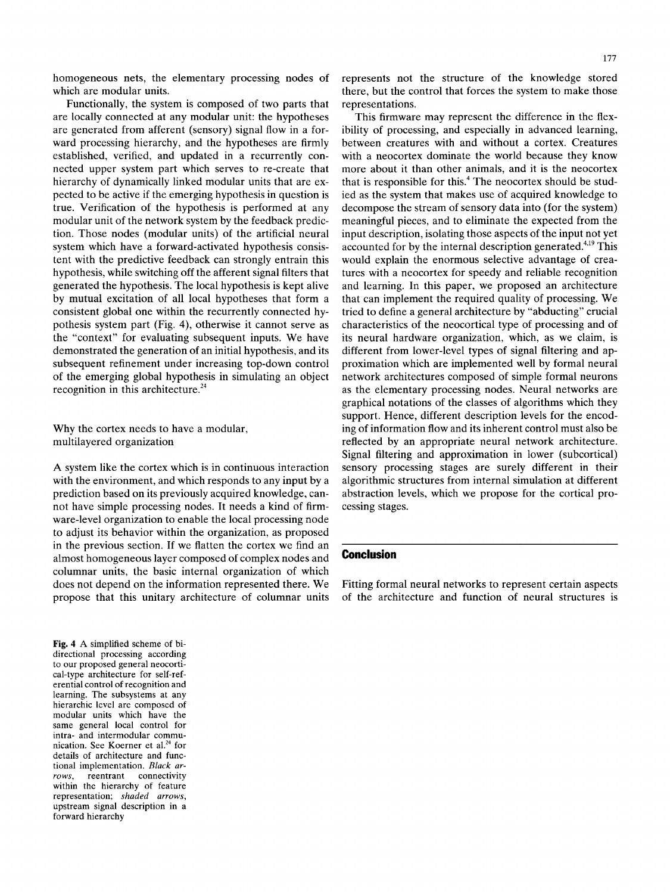homogeneous nets, the elementary processing nodes of which are modular units.

Functionally, the system is composed of two parts that are locally connected at any modular unit: the hypotheses are generated from afferent (sensory) signal flow in a forward processing hierarchy, and the hypotheses are firmly established, verified, and updated in a recurrently connected upper system part which serves to re-create that hierarchy of dynamically linked modular units that are expected to be active if the emerging hypothesis in question is true. Verification of the hypothesis is performed at any modular unit of the network system by the feedback prediction. Those nodes (modular units) of the artificial neural system which have a forward-activated hypothesis consistent with the predictive feedback can strongly entrain this hypothesis, while switching off the afferent signal filters that generated the hypothesis. The local hypothesis is kept alive by mutual excitation of all local hypotheses that form a consistent global one within the recurrently connected hypothesis system part (Fig. 4), otherwise it cannot serve as the "context" for evaluating subsequent inputs. We have demonstrated the generation of an initial hypothesis, and its subsequent refinement under increasing top-down control of the emerging global hypothesis in simulating an object recognition in this architecture.[24]

## Why the cortex needs to have a modular, multilayered organization

A system like the cortex which is in continuous interaction with the environment, and which responds to any input by a prediction based on its previously acquired knowledge, cannot have simple processing nodes. It needs a kind of firmware-level organization to enable the local processing node to adjust its behavior within the organization, as proposed in the previous section. If we flatten the cortex we find an almost homogeneous layer composed of complex nodes and columnar units, the basic internal organization of which does not depend on the information represented there. We propose that this unitary architecture of columnar units represents not the structure of the knowledge stored there, but the control that forces the system to make those representations.

This firmware may represent the difference in the flexibility of processing, and especially in advanced learning, between creatures with and without a cortex. Creatures with a neocortex dominate the world because they know more about it than other animals, and it is the neocortex that is responsible for this.[4] The neocortex should be studied as the system that makes use of acquired knowledge to decompose the stream of sensory data into (for the system) meaningful pieces, and to eliminate the expected from the input description, isolating those aspects of the input not yet accounted for by the internal description generated.[4,19] This would explain the enormous selective advantage of creatures with a neocortex for speedy and reliable recognition and learning. In this paper, we proposed an architecture that can implement the required quality of processing. We tried to define a general architecture by "abducting" crucial characteristics of the neocortical type of processing and of its neural hardware organization, which, as we claim, is different from lower-level types of signal filtering and approximation which are implemented well by formal neural network architectures composed of simple formal neurons as the elementary processing nodes. Neural networks are graphical notations of the classes of algorithms which they support. Hence, different description levels for the encoding of information flow and its inherent control must also be reflected by an appropriate neural network architecture. Signal filtering and approximation in lower (subcortical) sensory processing stages are surely different in their algorithmic structures from internal simulation at different abstraction levels, which we propose for the cortical processing stages.

## Conclusion

Fitting formal neural networks to represent certain aspects of the architecture and function of neural structures is

**Fig. 4** A simplified scheme of bidirectional processing according to our proposed general neocortical-type architecture for self-referential control of recognition and learning. The subsystems at any hierarchic level are composed of modular units which have the same general local control for intra- and intermodular communication. See Koerner et al.[24] for details of architecture and functional implementation. *Black arrows*, reentrant connectivity within the hierarchy of feature representation; *shaded arrows*, upstream signal description in a forward hierarchy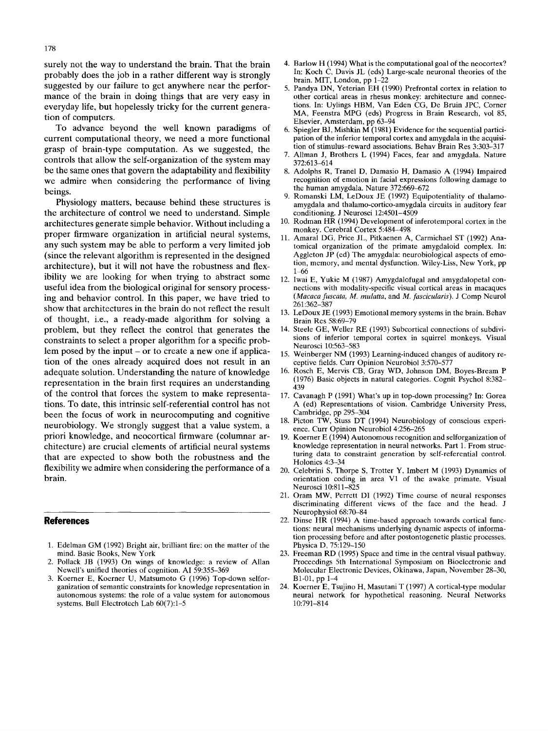surely not the way to understand the brain. That the brain probably does the job in a rather different way is strongly suggested by our failure to get anywhere near the performance of the brain in doing things that are very easy in everyday life, but hopelessly tricky for the current generation of computers.

To advance beyond the well known paradigms of current computational theory, we need a more functional grasp of brain-type computation. As we suggested, the controls that allow the self-organization of the system may be the same ones that govern the adaptability and flexibility we admire when considering the performance of living beings.

Physiology matters, because behind these structures is the architecture of control we need to understand. Simple architectures generate simple behavior. Without including a proper firmware organization in artificial neural systems, any such system may be able to perform a very limited job (since the relevant algorithm is represented in the designed architecture), but it will not have the robustness and flexibility we are looking for when trying to abstract some useful idea from the biological original for sensory processing and behavior control. In this paper, we have tried to show that architectures in the brain do not reflect the result of thought, i.e., a ready-made algorithm for solving a problem, but they reflect the control that generates the constraints to select a proper algorithm for a specific problem posed by the input – or to create a new one if application of the ones already acquired does not result in an adequate solution. Understanding the nature of knowledge representation in the brain first requires an understanding of the control that forces the system to make representations. To date, this intrinsic self-referential control has not been the focus of work in neurocomputing and cognitive neurobiology. We strongly suggest that a value system, a priori knowledge, and neocortical firmware (columnar architecture) are crucial elements of artificial neural systems that are expected to show both the robustness and the flexibility we admire when considering the performance of a brain.

## References

1. Edelman GM (1992) Bright air, brilliant fire: on the matter of the mind. Basic Books, New York
2. Pollack JB (1993) On wings of knowledge: a review of Allan Newell's unified theories of cognition. AI 59:355–369
3. Koerner E, Koerner U, Matsumoto G (1996) Top-down selforganization of semantic constraints for knowledge representation in autonomous systems: the role of a value system for autonomous systems. Bull Electrotech Lab 60(7):1–5
4. Barlow H (1994) What is the computational goal of the neocortex? In: Koch C, Davis JL (eds) Large-scale neuronal theories of the brain. MIT, London, pp 1–22
5. Pandya DN, Yeterian EH (1990) Prefrontal cortex in relation to other cortical areas in rhesus monkey: architecture and connections. In: Uylings HBM, Van Eden CG, De Bruin JPC, Corner MA, Feenstra MPG (eds) Progress in Brain Research, vol 85, Elsevier, Amsterdam, pp 63–94
6. Spiegler BJ, Mishkin M (1981) Evidence for the sequential participation of the inferior temporal cortex and amygdala in the acquisition of stimulus–reward associations. Behav Brain Res 3:303–317
7. Allman J, Brothers L (1994) Faces, fear and amygdala. Nature 372:613–614
8. Adolphs R, Tranel D, Damasio H, Damasio A (1994) Impaired recognition of emotion in facial expressions following damage to the human amygdala. Nature 372:669–672
9. Romanski LM, LeDoux JE (1992) Equipotentiality of thalamo-amygdala and thalamo-cortico-amygdala circuits in auditory fear conditioning. J Neurosci 12:4501–4509
10. Rodman HR (1994) Development of inferotemporal cortex in the monkey. Cerebral Cortex 5:484–498
11. Amaral DG, Price JL, Pitkaenen A, Carmichael ST (1992) Anatomical organization of the primate amygdaloid complex. In: Aggleton JP (ed) The amygdala: neurobiological aspects of emotion, memory, and mental dysfunction. Wiley-Liss, New York, pp 1–66
12. Iwai E, Yukie M (1987) Amygdalofugal and amygdalopetal connections with modality-specific visual cortical areas in macaques (*Macaca fuscata, M. mulatta,* and *M. fascicularis*). J Comp Neurol 261:362–387
13. LeDoux JE (1993) Emotional memory systems in the brain. Behav Brain Res 58:69–79
14. Steele GE, Weller RE (1993) Subcortical connections of subdivisions of inferior temporal cortex in squirrel monkeys. Visual Neurosci 10:563–583
15. Weinberger NM (1993) Learning-induced changes of auditory receptive fields. Curr Opinion Neurobiol 3:570–577
16. Rosch E, Mervis CB, Gray WD, Johnson DM, Boyes-Bream P (1976) Basic objects in natural categories. Cognit Psychol 8:382–439
17. Cavanagh P (1991) What's up in top-down processing? In: Gorea A (ed) Representations of vision. Cambridge University Press, Cambridge, pp 295–304
18. Picton TW, Stuss DT (1994) Neurobiology of conscious experience. Curr Opinion Neurobiol 4:256–265
19. Koerner E (1994) Autonomous recognition and selforganization of knowledge representation in neural networks. Part 1. From structuring data to constraint generation by self-referential control. Holonics 4:3–34
20. Celebrini S, Thorpe S, Trotter Y, Imbert M (1993) Dynamics of orientation coding in area V1 of the awake primate. Visual Neurosci 10:811–825
21. Oram MW, Perrett DI (1992) Time course of neural responses discriminating different views of the face and the head. J Neurophysiol 68:70–84
22. Dinse HR (1994) A time-based approach towards cortical functions: neural mechanisms underlying dynamic aspects of information processing before and after postontogenetic plastic processes. Physica D, 75:129–150
23. Freeman RD (1995) Space and time in the central visual pathway. Proceedings 5th International Symposium on Bioelectronic and Molecular Electronic Devices, Okinawa, Japan, November 28–30, B1-01, pp 1–4
24. Koerner E, Tsujino H, Masutani T (1997) A cortical-type modular neural network for hypothetical reasoning. Neural Networks 10:791–814